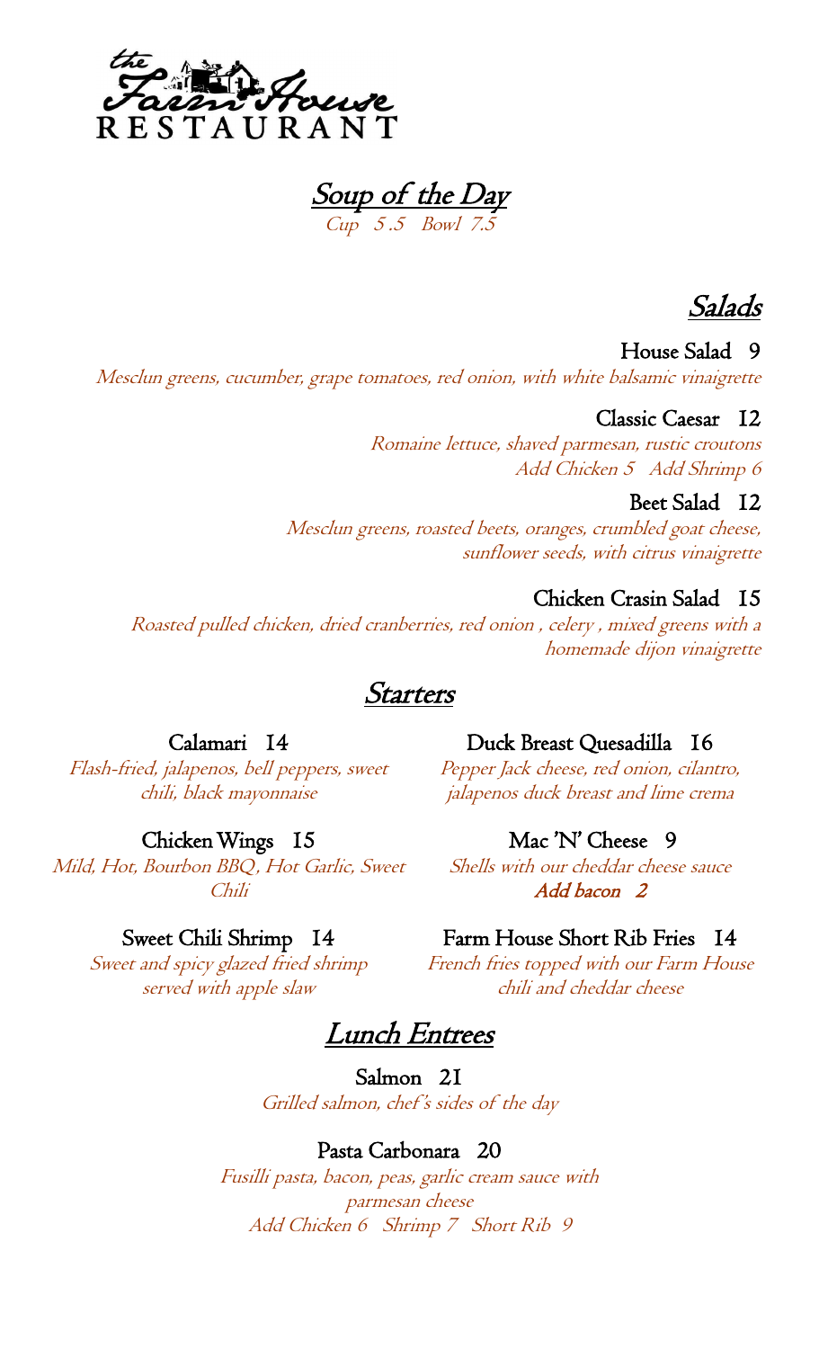the Farm House RESTAURANT

## Soup of the Day

*Cup 5.5 Bowl 7.5*

## Salads

**House Salad 9**
*Mesclun greens, cucumber, grape tomatoes, red onion, with white balsamic vinaigrette*

**Classic Caesar 12**
*Romaine lettuce, shaved parmesan, rustic croutons*
*Add Chicken 5 Add Shrimp 6*

**Beet Salad 12**
*Mesclun greens, roasted beets, oranges, crumbled goat cheese, sunflower seeds, with citrus vinaigrette*

**Chicken Crasin Salad 15**
*Roasted pulled chicken, dried cranberries, red onion , celery , mixed greens with a homemade dijon vinaigrette*

## Starters

**Calamari 14**
*Flash-fried, jalapenos, bell peppers, sweet chili, black mayonnaise*

**Chicken Wings 15**
*Mild, Hot, Bourbon BBQ, Hot Garlic, Sweet Chili*

**Sweet Chili Shrimp 14**
*Sweet and spicy glazed fried shrimp served with apple slaw*

**Duck Breast Quesadilla 16**
*Pepper Jack cheese, red onion, cilantro, jalapenos duck breast and lime crema*

**Mac 'N' Cheese 9**
*Shells with our cheddar cheese sauce*
*Add bacon 2*

**Farm House Short Rib Fries 14**
*French fries topped with our Farm House chili and cheddar cheese*

## Lunch Entrees

**Salmon 21**
*Grilled salmon, chef's sides of the day*

**Pasta Carbonara 20**
*Fusilli pasta, bacon, peas, garlic cream sauce with parmesan cheese*
*Add Chicken 6 Shrimp 7 Short Rib 9*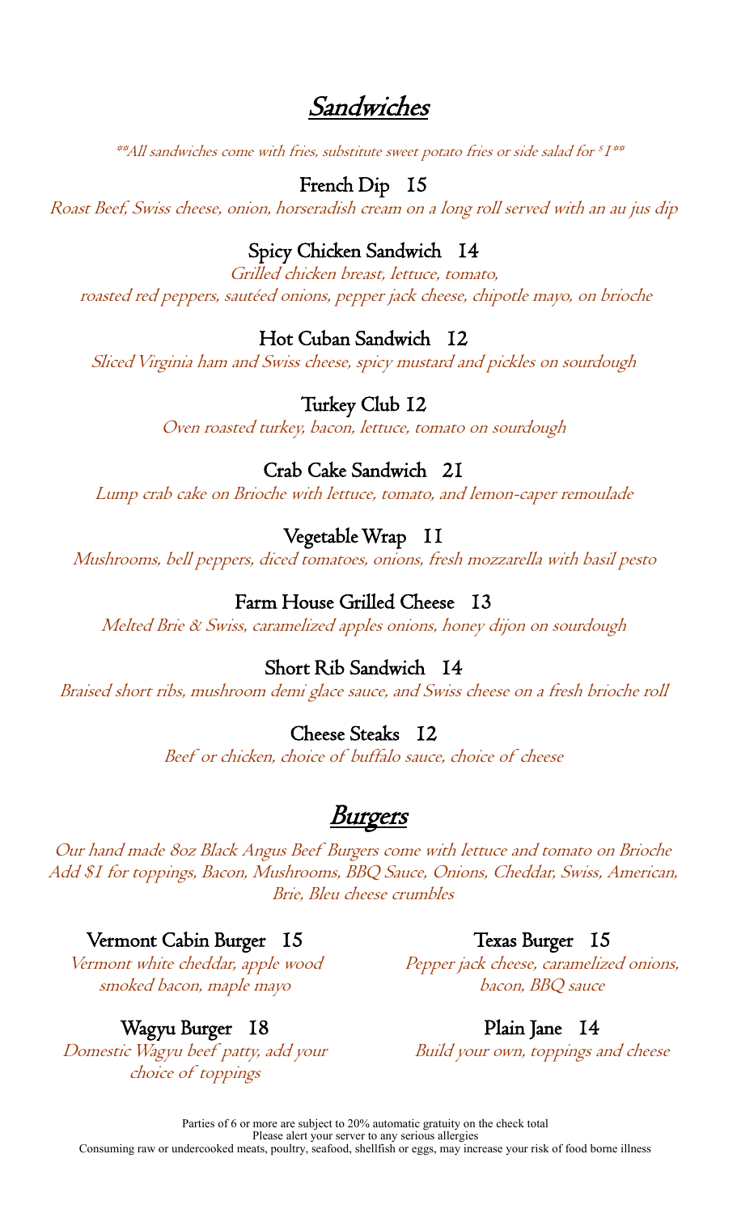# Sandwiches

*\*\*All sandwiches come with fries, substitute sweet potato fries or side salad for $1\*\**

### French Dip 15
*Roast Beef, Swiss cheese, onion, horseradish cream on a long roll served with an au jus dip*

### Spicy Chicken Sandwich 14
*Grilled chicken breast, lettuce, tomato, roasted red peppers, sautéed onions, pepper jack cheese, chipotle mayo, on brioche*

### Hot Cuban Sandwich 12
*Sliced Virginia ham and Swiss cheese, spicy mustard and pickles on sourdough*

### Turkey Club 12
*Oven roasted turkey, bacon, lettuce, tomato on sourdough*

### Crab Cake Sandwich 21
*Lump crab cake on Brioche with lettuce, tomato, and lemon-caper remoulade*

### Vegetable Wrap 11
*Mushrooms, bell peppers, diced tomatoes, onions, fresh mozzarella with basil pesto*

### Farm House Grilled Cheese 13
*Melted Brie & Swiss, caramelized apples onions, honey dijon on sourdough*

### Short Rib Sandwich 14
*Braised short ribs, mushroom demi glace sauce, and Swiss cheese on a fresh brioche roll*

### Cheese Steaks 12
*Beef or chicken, choice of buffalo sauce, choice of cheese*

# Burgers

*Our hand made 8oz Black Angus Beef Burgers come with lettuce and tomato on Brioche*
*Add $1 for toppings, Bacon, Mushrooms, BBQ Sauce, Onions, Cheddar, Swiss, American, Brie, Bleu cheese crumbles*

### Vermont Cabin Burger 15
*Vermont white cheddar, apple wood smoked bacon, maple mayo*

### Wagyu Burger 18
*Domestic Wagyu beef patty, add your choice of toppings*

### Texas Burger 15
*Pepper jack cheese, caramelized onions, bacon, BBQ sauce*

### Plain Jane 14
*Build your own, toppings and cheese*

Parties of 6 or more are subject to 20% automatic gratuity on the check total
Please alert your server to any serious allergies
Consuming raw or undercooked meats, poultry, seafood, shellfish or eggs, may increase your risk of food borne illness